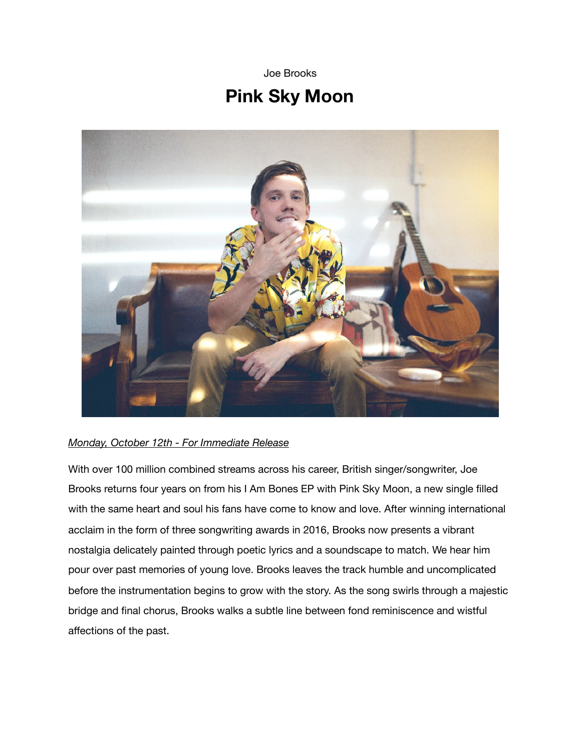Joe Brooks

# Pink Sky Moon

*Monday, October 12th - For Immediate Release*

With over 100 million combined streams across his career, British singer/songwriter, Joe Brooks returns four years on from his I Am Bones EP with Pink Sky Moon, a new single filled with the same heart and soul his fans have come to know and love. After winning international acclaim in the form of three songwriting awards in 2016, Brooks now presents a vibrant nostalgia delicately painted through poetic lyrics and a soundscape to match. We hear him pour over past memories of young love. Brooks leaves the track humble and uncomplicated before the instrumentation begins to grow with the story. As the song swirls through a majestic bridge and final chorus, Brooks walks a subtle line between fond reminiscence and wistful affections of the past.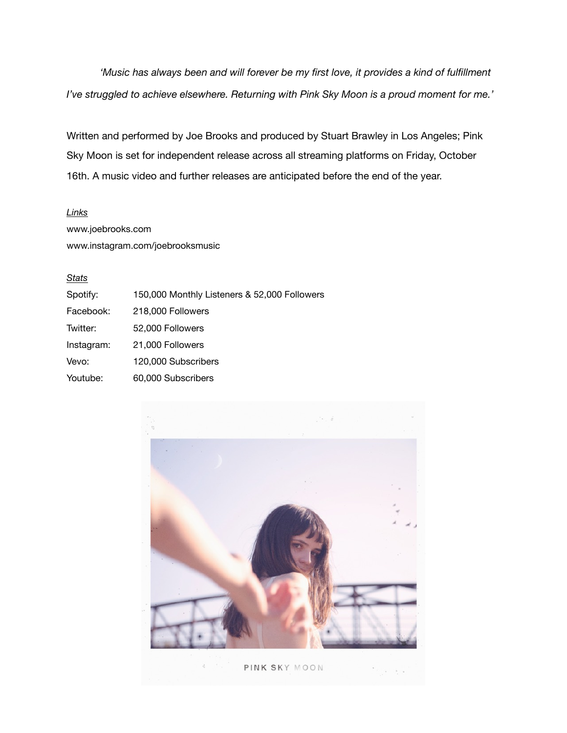*'Music has always been and will forever be my first love, it provides a kind of fulfillment I've struggled to achieve elsewhere. Returning with Pink Sky Moon is a proud moment for me.'*

Written and performed by Joe Brooks and produced by Stuart Brawley in Los Angeles; Pink Sky Moon is set for independent release across all streaming platforms on Friday, October 16th. A music video and further releases are anticipated before the end of the year.

*Links*

www.joebrooks.com
www.instagram.com/joebrooksmusic

*Stats*

| | |
|---|---|
| Spotify: | 150,000 Monthly Listeners & 52,000 Followers |
| Facebook: | 218,000 Followers |
| Twitter: | 52,000 Followers |
| Instagram: | 21,000 Followers |
| Vevo: | 120,000 Subscribers |
| Youtube: | 60,000 Subscribers |

PINK SKY MOON